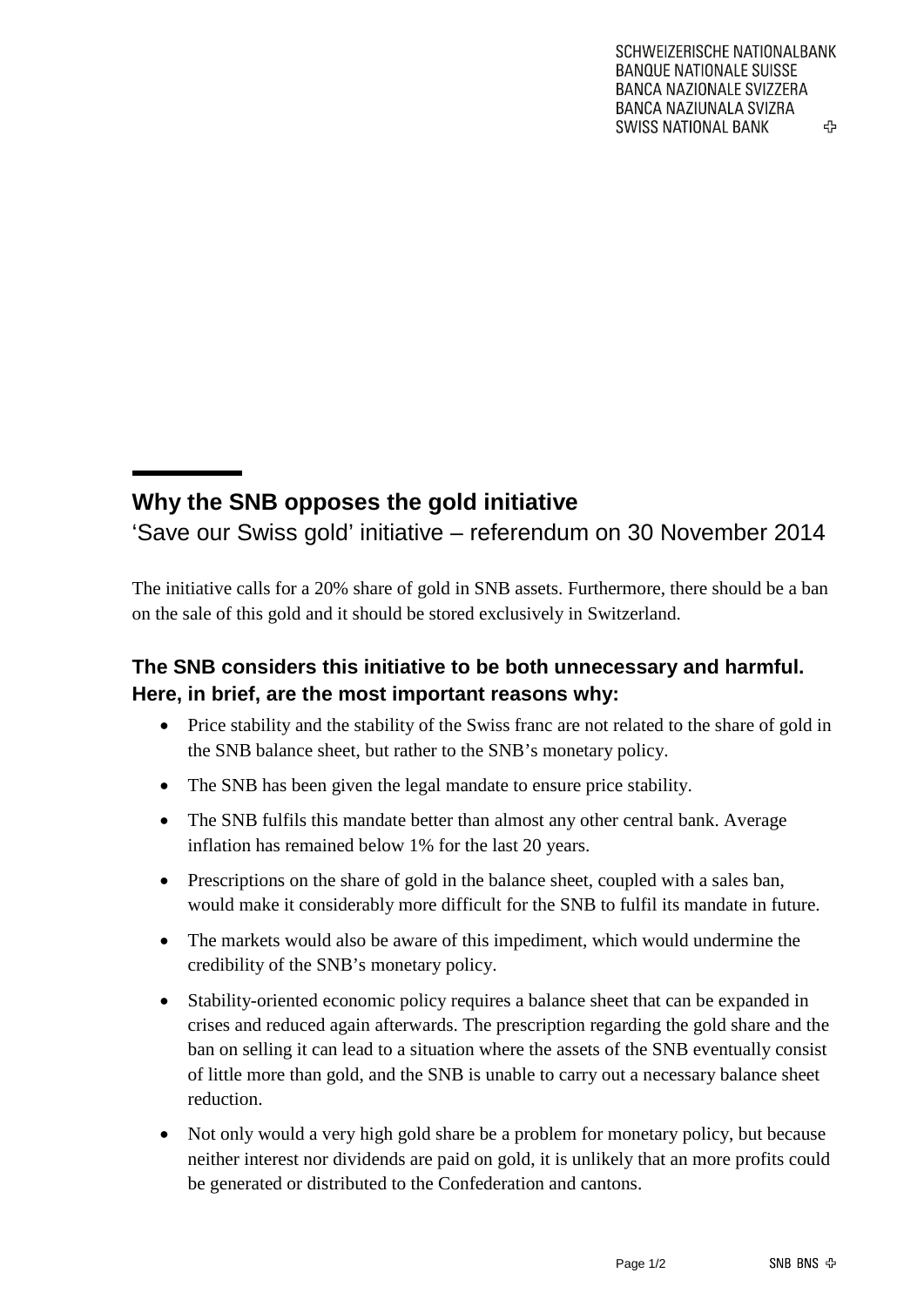SCHWEIZERISCHE NATIONALBANK
BANQUE NATIONALE SUISSE
BANCA NAZIONALE SVIZZERA
BANCA NAZIUNALA SVIZRA
SWISS NATIONAL BANK

# Why the SNB opposes the gold initiative

‘Save our Swiss gold’ initiative – referendum on 30 November 2014

The initiative calls for a 20% share of gold in SNB assets. Furthermore, there should be a ban on the sale of this gold and it should be stored exclusively in Switzerland.

## The SNB considers this initiative to be both unnecessary and harmful. Here, in brief, are the most important reasons why:

- Price stability and the stability of the Swiss franc are not related to the share of gold in the SNB balance sheet, but rather to the SNB’s monetary policy.
- The SNB has been given the legal mandate to ensure price stability.
- The SNB fulfils this mandate better than almost any other central bank. Average inflation has remained below 1% for the last 20 years.
- Prescriptions on the share of gold in the balance sheet, coupled with a sales ban, would make it considerably more difficult for the SNB to fulfil its mandate in future.
- The markets would also be aware of this impediment, which would undermine the credibility of the SNB’s monetary policy.
- Stability-oriented economic policy requires a balance sheet that can be expanded in crises and reduced again afterwards. The prescription regarding the gold share and the ban on selling it can lead to a situation where the assets of the SNB eventually consist of little more than gold, and the SNB is unable to carry out a necessary balance sheet reduction.
- Not only would a very high gold share be a problem for monetary policy, but because neither interest nor dividends are paid on gold, it is unlikely that an more profits could be generated or distributed to the Confederation and cantons.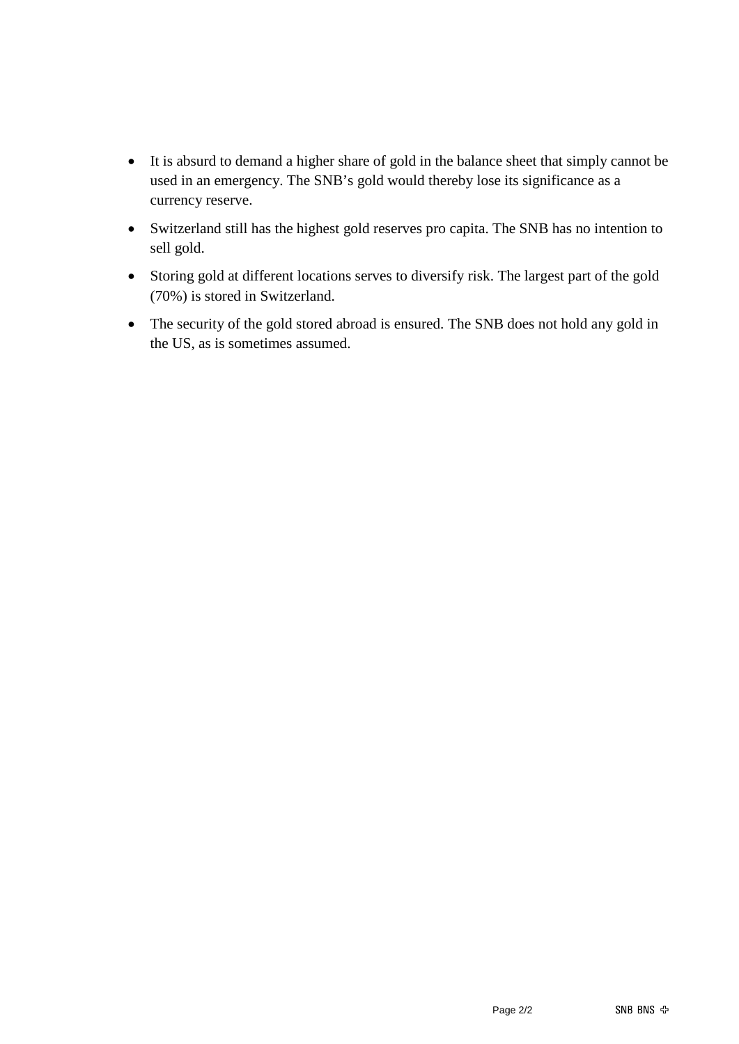- It is absurd to demand a higher share of gold in the balance sheet that simply cannot be used in an emergency. The SNB's gold would thereby lose its significance as a currency reserve.
- Switzerland still has the highest gold reserves pro capita. The SNB has no intention to sell gold.
- Storing gold at different locations serves to diversify risk. The largest part of the gold (70%) is stored in Switzerland.
- The security of the gold stored abroad is ensured. The SNB does not hold any gold in the US, as is sometimes assumed.